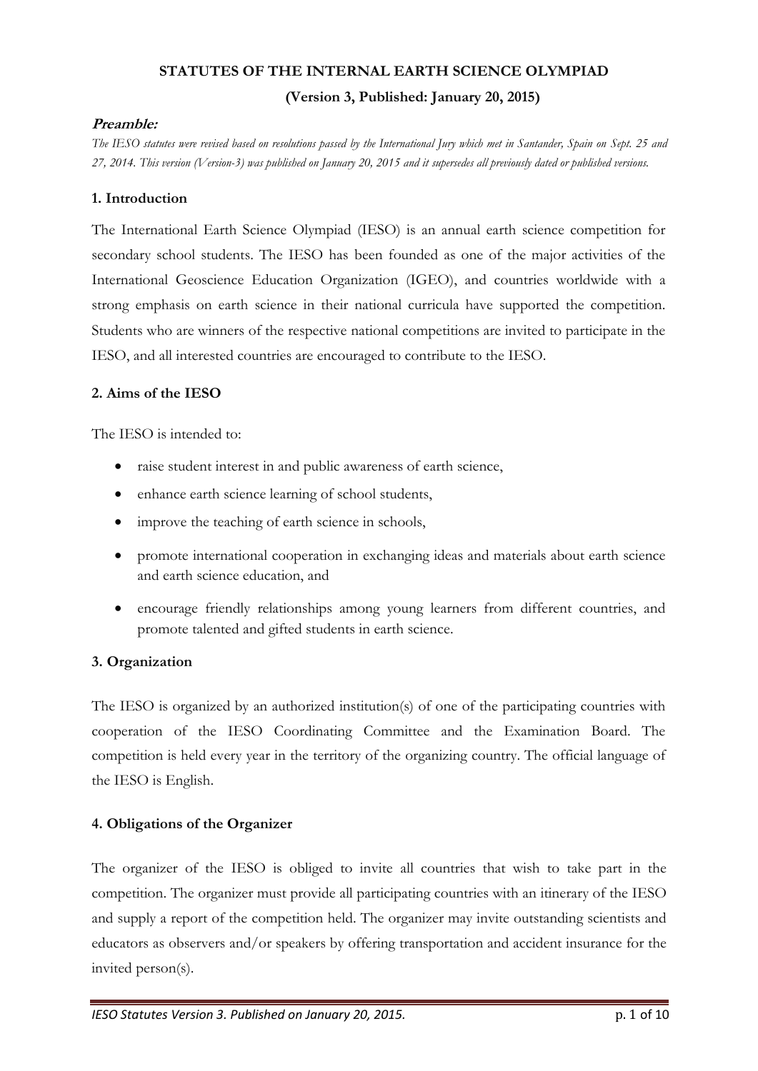# STATUTES OF THE INTERNAL EARTH SCIENCE OLYMPIAD

**(Version 3, Published: January 20, 2015)**

***Preamble:***

*The IESO statutes were revised based on resolutions passed by the International Jury which met in Santander, Spain on Sept. 25 and 27, 2014. This version (Version-3) was published on January 20, 2015 and it supersedes all previously dated or published versions.*

## 1. Introduction

The International Earth Science Olympiad (IESO) is an annual earth science competition for secondary school students. The IESO has been founded as one of the major activities of the International Geoscience Education Organization (IGEO), and countries worldwide with a strong emphasis on earth science in their national curricula have supported the competition. Students who are winners of the respective national competitions are invited to participate in the IESO, and all interested countries are encouraged to contribute to the IESO.

## 2. Aims of the IESO

The IESO is intended to:

- raise student interest in and public awareness of earth science,
- enhance earth science learning of school students,
- improve the teaching of earth science in schools,
- promote international cooperation in exchanging ideas and materials about earth science and earth science education, and
- encourage friendly relationships among young learners from different countries, and promote talented and gifted students in earth science.

## 3. Organization

The IESO is organized by an authorized institution(s) of one of the participating countries with cooperation of the IESO Coordinating Committee and the Examination Board. The competition is held every year in the territory of the organizing country. The official language of the IESO is English.

## 4. Obligations of the Organizer

The organizer of the IESO is obliged to invite all countries that wish to take part in the competition. The organizer must provide all participating countries with an itinerary of the IESO and supply a report of the competition held. The organizer may invite outstanding scientists and educators as observers and/or speakers by offering transportation and accident insurance for the invited person(s).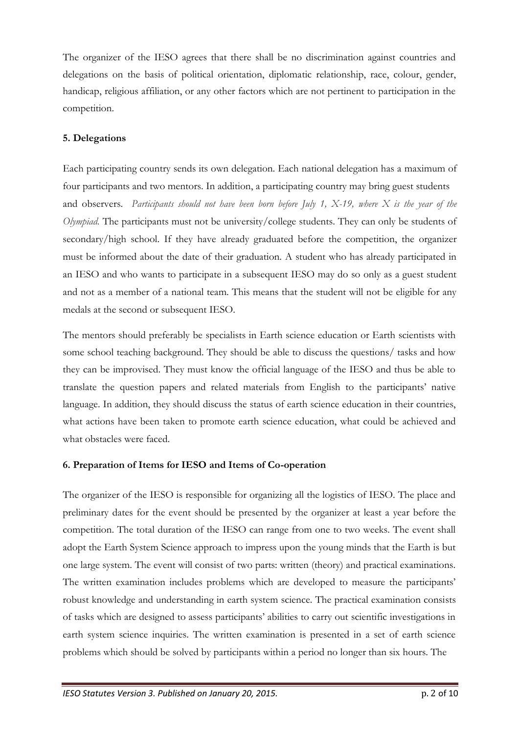The organizer of the IESO agrees that there shall be no discrimination against countries and delegations on the basis of political orientation, diplomatic relationship, race, colour, gender, handicap, religious affiliation, or any other factors which are not pertinent to participation in the competition.

**5. Delegations**

Each participating country sends its own delegation. Each national delegation has a maximum of four participants and two mentors. In addition, a participating country may bring guest students and observers. *Participants should not have been born before July 1, X-19, where X is the year of the Olympiad.* The participants must not be university/college students. They can only be students of secondary/high school. If they have already graduated before the competition, the organizer must be informed about the date of their graduation. A student who has already participated in an IESO and who wants to participate in a subsequent IESO may do so only as a guest student and not as a member of a national team. This means that the student will not be eligible for any medals at the second or subsequent IESO.

The mentors should preferably be specialists in Earth science education or Earth scientists with some school teaching background. They should be able to discuss the questions/ tasks and how they can be improvised. They must know the official language of the IESO and thus be able to translate the question papers and related materials from English to the participants' native language. In addition, they should discuss the status of earth science education in their countries, what actions have been taken to promote earth science education, what could be achieved and what obstacles were faced.

**6. Preparation of Items for IESO and Items of Co-operation**

The organizer of the IESO is responsible for organizing all the logistics of IESO. The place and preliminary dates for the event should be presented by the organizer at least a year before the competition. The total duration of the IESO can range from one to two weeks. The event shall adopt the Earth System Science approach to impress upon the young minds that the Earth is but one large system. The event will consist of two parts: written (theory) and practical examinations. The written examination includes problems which are developed to measure the participants' robust knowledge and understanding in earth system science. The practical examination consists of tasks which are designed to assess participants' abilities to carry out scientific investigations in earth system science inquiries. The written examination is presented in a set of earth science problems which should be solved by participants within a period no longer than six hours. The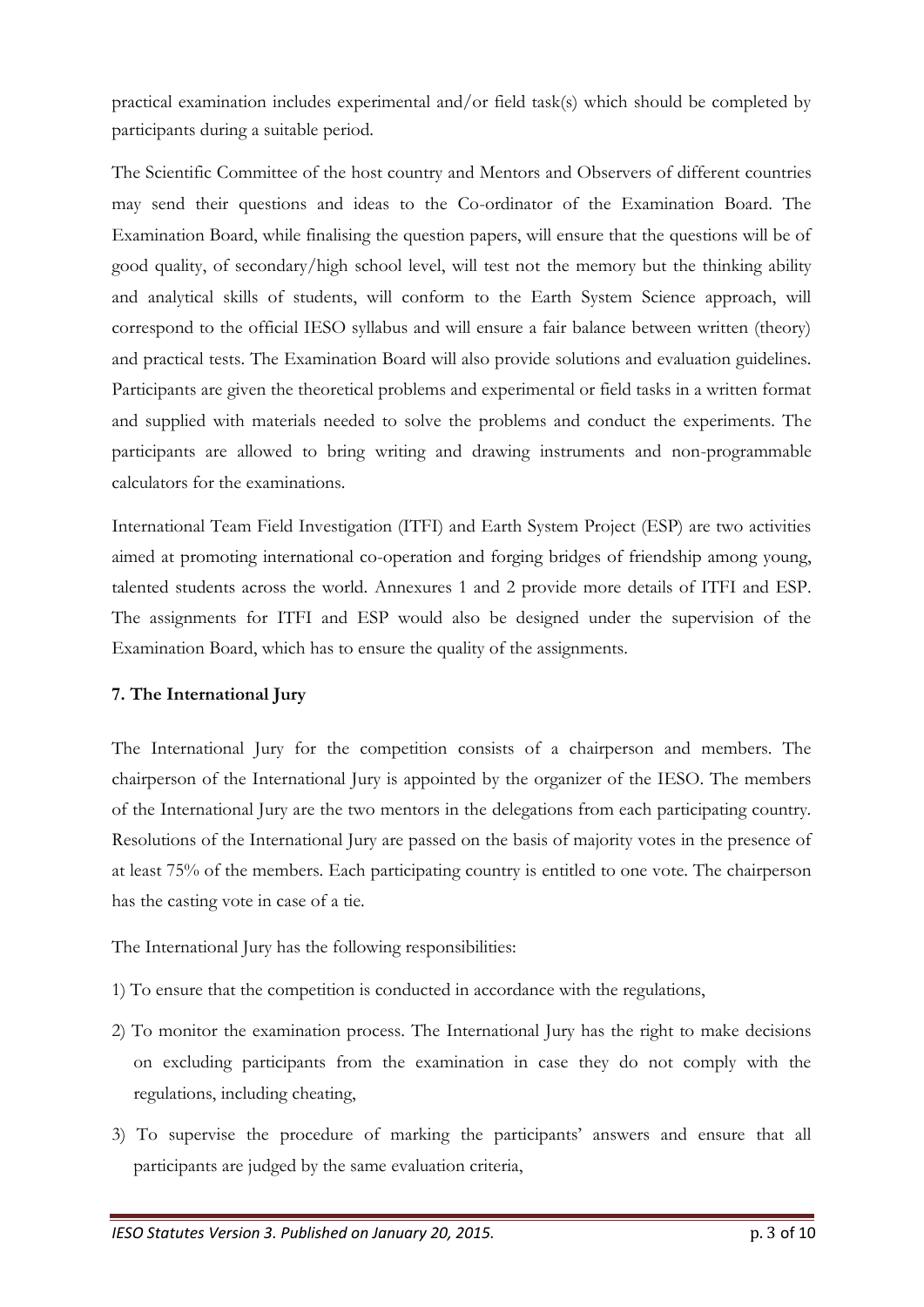practical examination includes experimental and/or field task(s) which should be completed by participants during a suitable period.

The Scientific Committee of the host country and Mentors and Observers of different countries may send their questions and ideas to the Co-ordinator of the Examination Board. The Examination Board, while finalising the question papers, will ensure that the questions will be of good quality, of secondary/high school level, will test not the memory but the thinking ability and analytical skills of students, will conform to the Earth System Science approach, will correspond to the official IESO syllabus and will ensure a fair balance between written (theory) and practical tests. The Examination Board will also provide solutions and evaluation guidelines. Participants are given the theoretical problems and experimental or field tasks in a written format and supplied with materials needed to solve the problems and conduct the experiments. The participants are allowed to bring writing and drawing instruments and non-programmable calculators for the examinations.

International Team Field Investigation (ITFI) and Earth System Project (ESP) are two activities aimed at promoting international co-operation and forging bridges of friendship among young, talented students across the world. Annexures 1 and 2 provide more details of ITFI and ESP. The assignments for ITFI and ESP would also be designed under the supervision of the Examination Board, which has to ensure the quality of the assignments.

## 7. The International Jury

The International Jury for the competition consists of a chairperson and members. The chairperson of the International Jury is appointed by the organizer of the IESO. The members of the International Jury are the two mentors in the delegations from each participating country. Resolutions of the International Jury are passed on the basis of majority votes in the presence of at least 75% of the members. Each participating country is entitled to one vote. The chairperson has the casting vote in case of a tie.

The International Jury has the following responsibilities:

1) To ensure that the competition is conducted in accordance with the regulations,
2) To monitor the examination process. The International Jury has the right to make decisions on excluding participants from the examination in case they do not comply with the regulations, including cheating,
3) To supervise the procedure of marking the participants' answers and ensure that all participants are judged by the same evaluation criteria,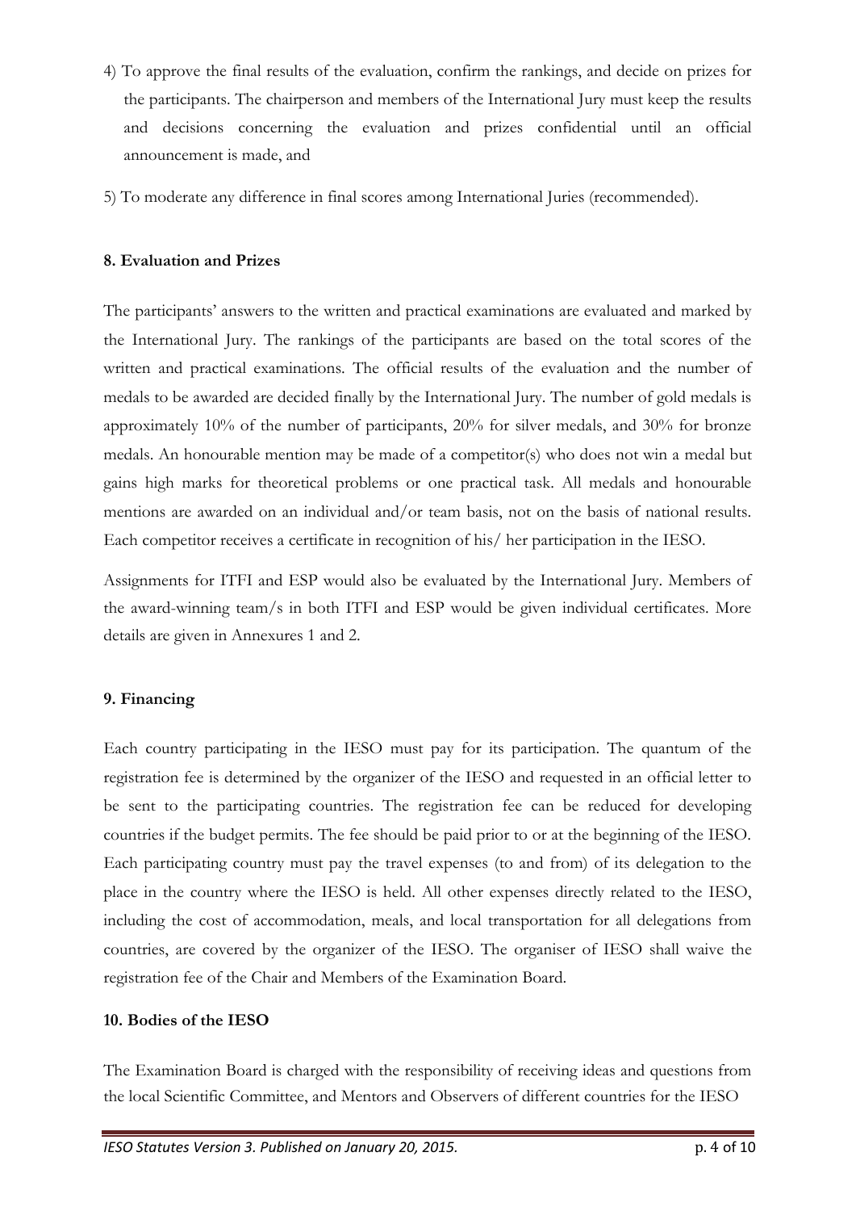4) To approve the final results of the evaluation, confirm the rankings, and decide on prizes for the participants. The chairperson and members of the International Jury must keep the results and decisions concerning the evaluation and prizes confidential until an official announcement is made, and

5) To moderate any difference in final scores among International Juries (recommended).

### 8. Evaluation and Prizes

The participants' answers to the written and practical examinations are evaluated and marked by the International Jury. The rankings of the participants are based on the total scores of the written and practical examinations. The official results of the evaluation and the number of medals to be awarded are decided finally by the International Jury. The number of gold medals is approximately 10% of the number of participants, 20% for silver medals, and 30% for bronze medals. An honourable mention may be made of a competitor(s) who does not win a medal but gains high marks for theoretical problems or one practical task. All medals and honourable mentions are awarded on an individual and/or team basis, not on the basis of national results. Each competitor receives a certificate in recognition of his/ her participation in the IESO.

Assignments for ITFI and ESP would also be evaluated by the International Jury. Members of the award-winning team/s in both ITFI and ESP would be given individual certificates. More details are given in Annexures 1 and 2.

### 9. Financing

Each country participating in the IESO must pay for its participation. The quantum of the registration fee is determined by the organizer of the IESO and requested in an official letter to be sent to the participating countries. The registration fee can be reduced for developing countries if the budget permits. The fee should be paid prior to or at the beginning of the IESO. Each participating country must pay the travel expenses (to and from) of its delegation to the place in the country where the IESO is held. All other expenses directly related to the IESO, including the cost of accommodation, meals, and local transportation for all delegations from countries, are covered by the organizer of the IESO. The organiser of IESO shall waive the registration fee of the Chair and Members of the Examination Board.

### 10. Bodies of the IESO

The Examination Board is charged with the responsibility of receiving ideas and questions from the local Scientific Committee, and Mentors and Observers of different countries for the IESO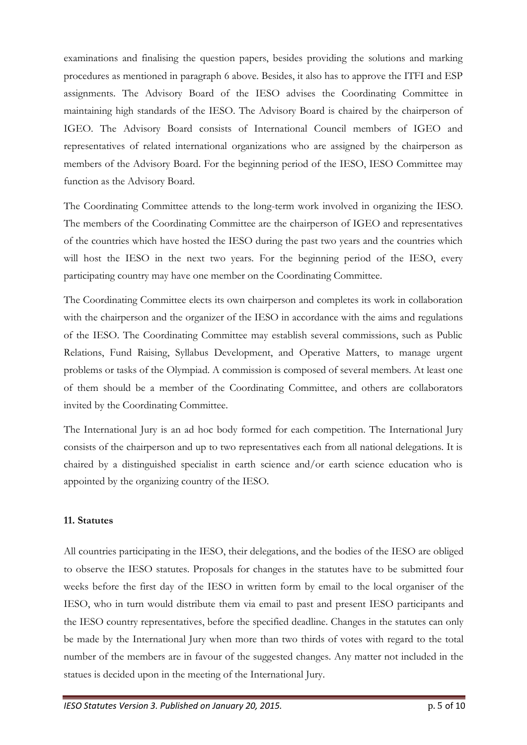examinations and finalising the question papers, besides providing the solutions and marking procedures as mentioned in paragraph 6 above. Besides, it also has to approve the ITFI and ESP assignments. The Advisory Board of the IESO advises the Coordinating Committee in maintaining high standards of the IESO. The Advisory Board is chaired by the chairperson of IGEO. The Advisory Board consists of International Council members of IGEO and representatives of related international organizations who are assigned by the chairperson as members of the Advisory Board. For the beginning period of the IESO, IESO Committee may function as the Advisory Board.

The Coordinating Committee attends to the long-term work involved in organizing the IESO. The members of the Coordinating Committee are the chairperson of IGEO and representatives of the countries which have hosted the IESO during the past two years and the countries which will host the IESO in the next two years. For the beginning period of the IESO, every participating country may have one member on the Coordinating Committee.

The Coordinating Committee elects its own chairperson and completes its work in collaboration with the chairperson and the organizer of the IESO in accordance with the aims and regulations of the IESO. The Coordinating Committee may establish several commissions, such as Public Relations, Fund Raising, Syllabus Development, and Operative Matters, to manage urgent problems or tasks of the Olympiad. A commission is composed of several members. At least one of them should be a member of the Coordinating Committee, and others are collaborators invited by the Coordinating Committee.

The International Jury is an ad hoc body formed for each competition. The International Jury consists of the chairperson and up to two representatives each from all national delegations. It is chaired by a distinguished specialist in earth science and/or earth science education who is appointed by the organizing country of the IESO.

**11. Statutes**

All countries participating in the IESO, their delegations, and the bodies of the IESO are obliged to observe the IESO statutes. Proposals for changes in the statutes have to be submitted four weeks before the first day of the IESO in written form by email to the local organiser of the IESO, who in turn would distribute them via email to past and present IESO participants and the IESO country representatives, before the specified deadline. Changes in the statutes can only be made by the International Jury when more than two thirds of votes with regard to the total number of the members are in favour of the suggested changes. Any matter not included in the statues is decided upon in the meeting of the International Jury.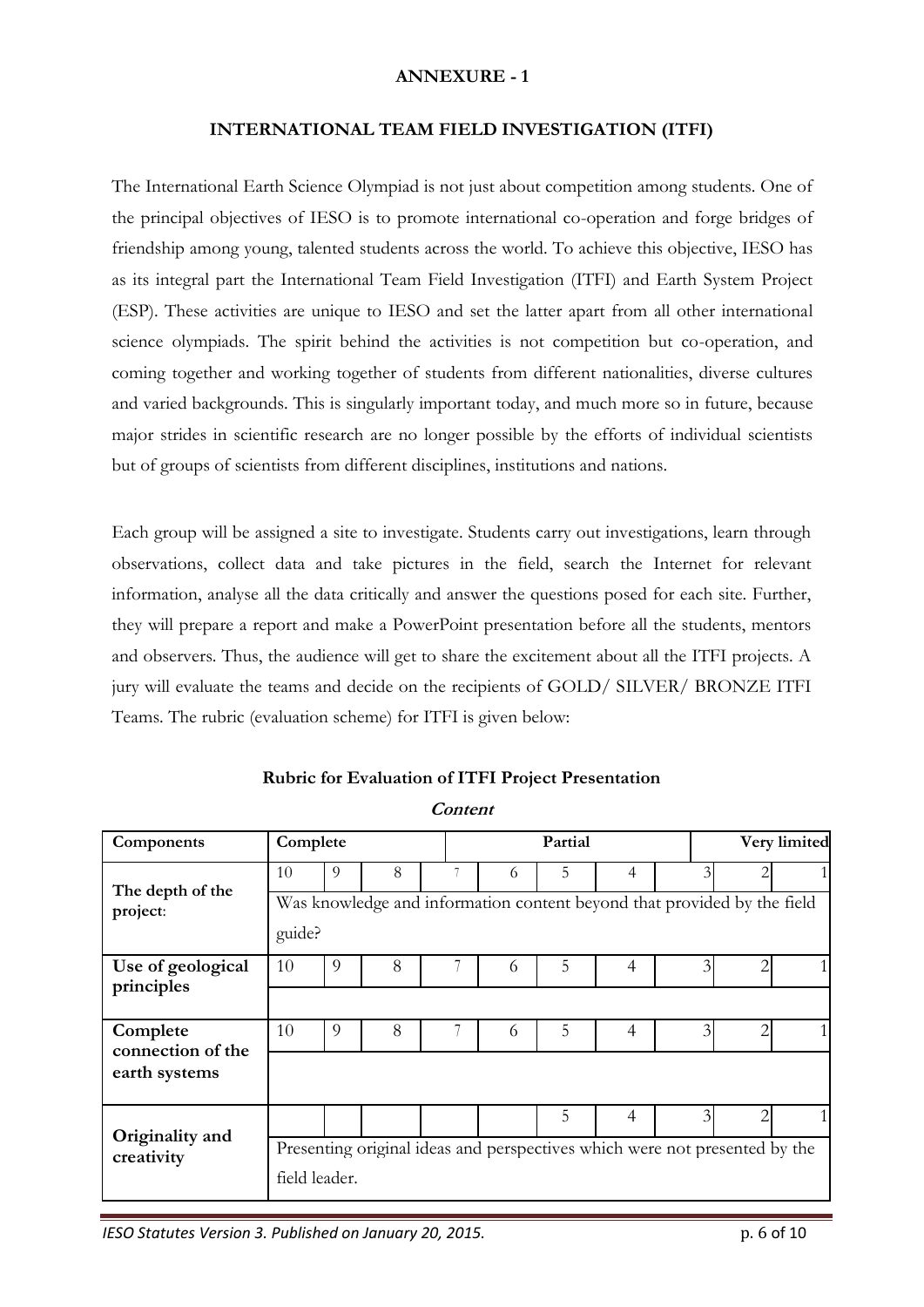**ANNEXURE - 1**

**INTERNATIONAL TEAM FIELD INVESTIGATION (ITFI)**

The International Earth Science Olympiad is not just about competition among students. One of the principal objectives of IESO is to promote international co-operation and forge bridges of friendship among young, talented students across the world. To achieve this objective, IESO has as its integral part the International Team Field Investigation (ITFI) and Earth System Project (ESP). These activities are unique to IESO and set the latter apart from all other international science olympiads. The spirit behind the activities is not competition but co-operation, and coming together and working together of students from different nationalities, diverse cultures and varied backgrounds. This is singularly important today, and much more so in future, because major strides in scientific research are no longer possible by the efforts of individual scientists but of groups of scientists from different disciplines, institutions and nations.

Each group will be assigned a site to investigate. Students carry out investigations, learn through observations, collect data and take pictures in the field, search the Internet for relevant information, analyse all the data critically and answer the questions posed for each site. Further, they will prepare a report and make a PowerPoint presentation before all the students, mentors and observers. Thus, the audience will get to share the excitement about all the ITFI projects. A jury will evaluate the teams and decide on the recipients of GOLD/ SILVER/ BRONZE ITFI Teams. The rubric (evaluation scheme) for ITFI is given below:

**Rubric for Evaluation of ITFI Project Presentation**

***Content***

| Components | Complete | | | | Partial | | | | | Very limited |
|---|---|---|---|---|---|---|---|---|---|---|
| **The depth of the project**: | 10 | 9 | 8 | 7 | 6 | 5 | 4 | 3 | 2 | 1 |
| | Was knowledge and information content beyond that provided by the field guide? | | | | | | | | | |
| **Use of geological principles** | 10 | 9 | 8 | 7 | 6 | 5 | 4 | 3 | 2 | 1 |
| | | | | | | | | | | |
| **Complete connection of the earth systems** | 10 | 9 | 8 | 7 | 6 | 5 | 4 | 3 | 2 | 1 |
| | | | | | | | | | | |
| **Originality and creativity** | | | | | | 5 | 4 | 3 | 2 | 1 |
| | Presenting original ideas and perspectives which were not presented by the field leader. | | | | | | | | | |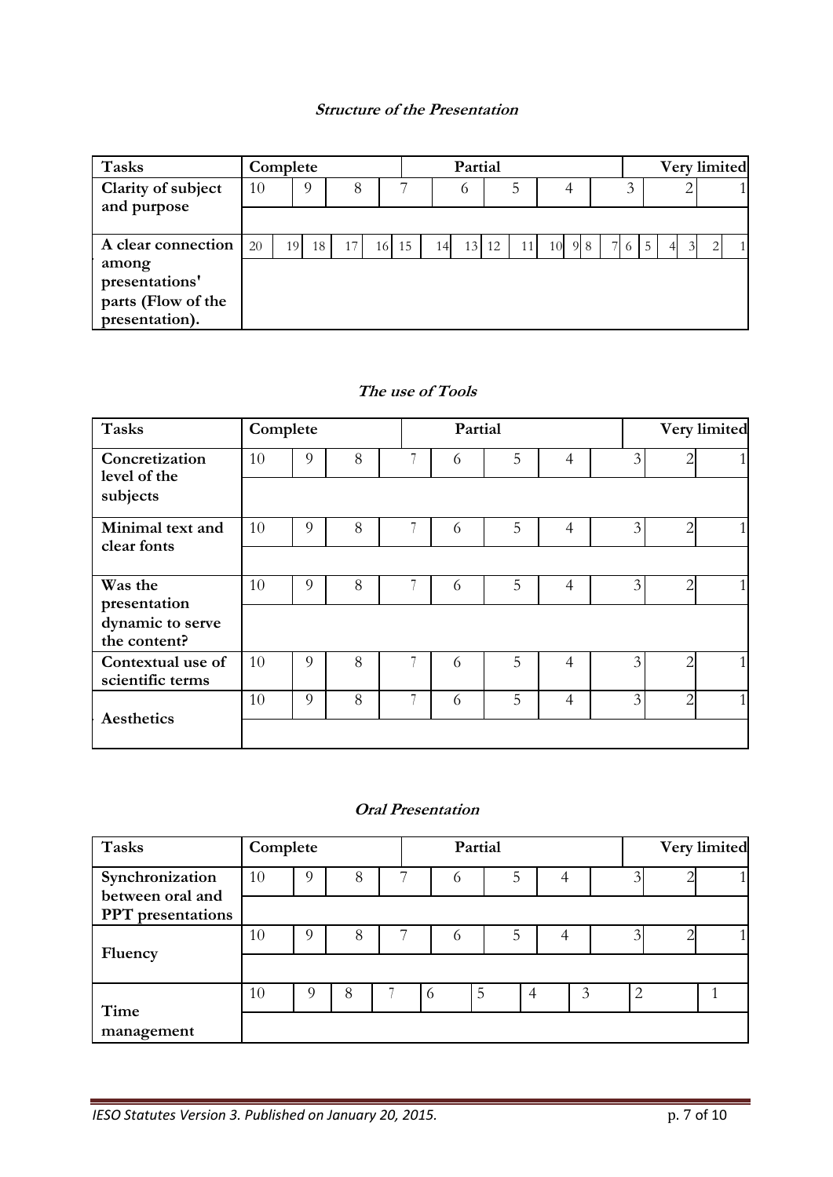### Structure of the Presentation

| Tasks | Complete | | | | | | | | | | Partial | | | | | | | | Very limited | |
|---|---|---|---|---|---|---|---|---|---|---|---|---|---|---|---|---|---|---|---|---|
| Clarity of subject and purpose | 10 | | 9 | | 8 | | 7 | | 6 | | 5 | | 4 | | 3 | | 2 | | | 1 |
| | | | | | | | | | | | | | | | | | | | | |
| A clear connection among presentations' parts (Flow of the presentation). | 20 | 19 | 18 | 17 | 16 | 15 | 14 | 13 | 12 | 11 | 10 | 9 | 8 | 7 | 6 | 5 | 4 | 3 | 2 | 1 |
| | | | | | | | | | | | | | | | | | | | | |

### The use of Tools

| Tasks | Complete | | | Partial | | | | Very limited | | |
|---|---|---|---|---|---|---|---|---|---|---|
| Concretization level of the subjects | 10 | 9 | 8 | 7 | 6 | 5 | 4 | 3 | 2 | 1 |
| | | | | | | | | | | |
| Minimal text and clear fonts | 10 | 9 | 8 | 7 | 6 | 5 | 4 | 3 | 2 | 1 |
| | | | | | | | | | | |
| Was the presentation dynamic to serve the content? | 10 | 9 | 8 | 7 | 6 | 5 | 4 | 3 | 2 | 1 |
| | | | | | | | | | | |
| Contextual use of scientific terms | 10 | 9 | 8 | 7 | 6 | 5 | 4 | 3 | 2 | 1 |
| | | | | | | | | | | |
| Aesthetics | 10 | 9 | 8 | 7 | 6 | 5 | 4 | 3 | 2 | 1 |
| | | | | | | | | | | |

### Oral Presentation

| Tasks | Complete | | | Partial | | | | Very limited | | |
|---|---|---|---|---|---|---|---|---|---|---|
| Synchronization between oral and PPT presentations | 10 | 9 | 8 | 7 | 6 | 5 | 4 | 3 | 2 | 1 |
| | | | | | | | | | | |
| Fluency | 10 | 9 | 8 | 7 | 6 | 5 | 4 | 3 | 2 | 1 |
| | | | | | | | | | | |
| Time management | 10 | 9 | 8 | 7 | 6 | 5 | 4 | 3 | 2 | 1 |
| | | | | | | | | | | |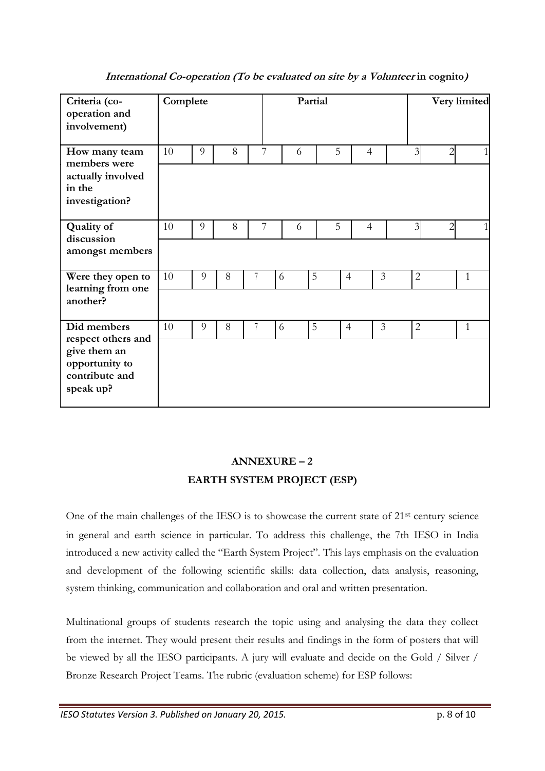***International Co-operation (To be evaluated on site by a Volunteer* in cognito*)***

| Criteria (co-operation and involvement) | Complete | | | | Partial | | | | Very limited | | |
|---|---|---|---|---|---|---|---|---|---|---|---|
| **How many team members were actually involved in the investigation?** | 10 | 9 | 8 | 7 | 6 | 5 | 4 | | 3 | 2 | 1 |
| **Quality of discussion amongst members** | 10 | 9 | 8 | 7 | 6 | 5 | 4 | | 3 | 2 | 1 |
| **Were they open to learning from one another?** | 10 | 9 | 8 | 7 | 6 | 5 | 4 | 3 | 2 | | 1 |
| **Did members respect others and give them an opportunity to contribute and speak up?** | 10 | 9 | 8 | 7 | 6 | 5 | 4 | 3 | 2 | | 1 |

## ANNEXURE – 2
## EARTH SYSTEM PROJECT (ESP)

One of the main challenges of the IESO is to showcase the current state of 21st century science in general and earth science in particular. To address this challenge, the 7th IESO in India introduced a new activity called the "Earth System Project". This lays emphasis on the evaluation and development of the following scientific skills: data collection, data analysis, reasoning, system thinking, communication and collaboration and oral and written presentation.

Multinational groups of students research the topic using and analysing the data they collect from the internet. They would present their results and findings in the form of posters that will be viewed by all the IESO participants. A jury will evaluate and decide on the Gold / Silver / Bronze Research Project Teams. The rubric (evaluation scheme) for ESP follows: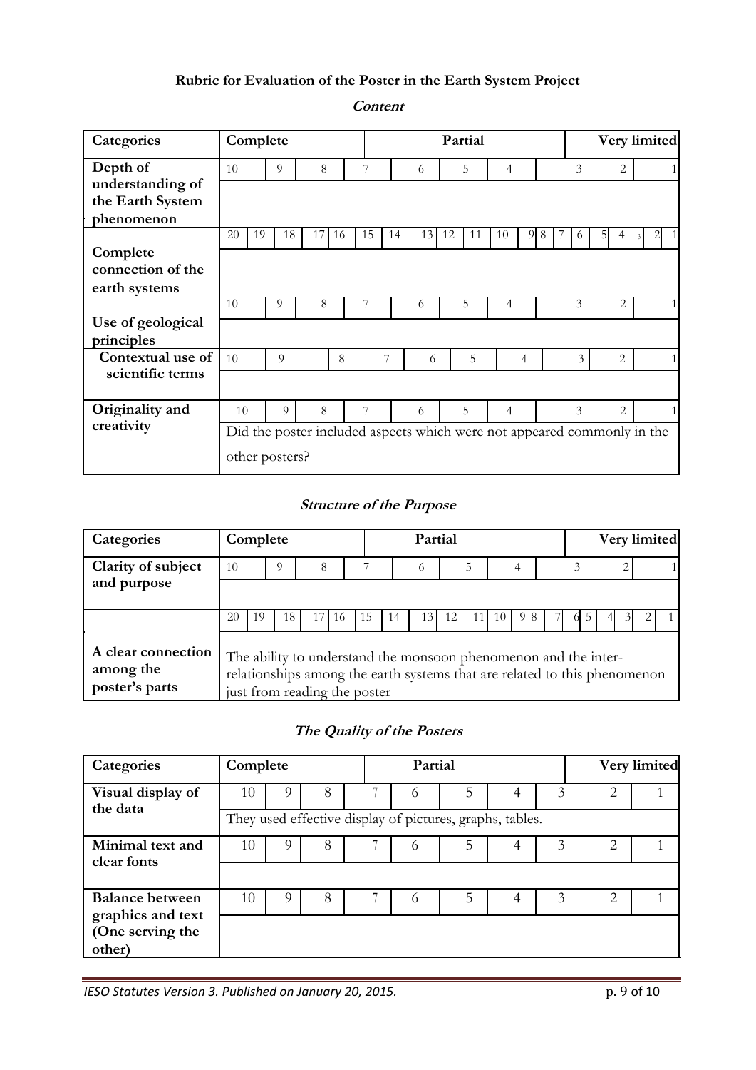**Rubric for Evaluation of the Poster in the Earth System Project**

***Content***

| Categories | Complete | | | Partial | | | | Very limited | | |
|---|---|---|---|---|---|---|---|---|---|---|
| Depth of understanding of the Earth System phenomenon | 10 | 9 | 8 | 7 | 6 | 5 | 4 | 3 | 2 | 1 |
| Complete connection of the earth systems | 20 19 | 18 | 17 16 | 15 14 | 13 12 | 11 10 | 9 8 7 | 6 5 | 4 3 | 2 1 |
| Use of geological principles | 10 | 9 | 8 | 7 | 6 | 5 | 4 | 3 | 2 | 1 |
| Contextual use of scientific terms | 10 | 9 | 8 | 7 | 6 | 5 | 4 | 3 | 2 | 1 |
| Originality and creativity | 10 | 9 | 8 | 7 | 6 | 5 | 4 | 3 | 2 | 1 |
| | Did the poster included aspects which were not appeared commonly in the other posters? | | | | | | | | | |

***Structure of the Purpose***

| Categories | Complete | | | Partial | | | | Very limited | | |
|---|---|---|---|---|---|---|---|---|---|---|
| Clarity of subject and purpose | 10 | 9 | 8 | 7 | 6 | 5 | 4 | 3 | 2 | 1 |
| A clear connection among the poster's parts | 20 19 | 18 | 17 16 | 15 14 | 13 12 | 11 10 | 9 8 7 | 6 5 | 4 3 | 2 1 |
| | The ability to understand the monsoon phenomenon and the inter-relationships among the earth systems that are related to this phenomenon just from reading the poster | | | | | | | | | |

***The Quality of the Posters***

| Categories | Complete | | | Partial | | | | Very limited | | |
|---|---|---|---|---|---|---|---|---|---|---|
| Visual display of the data | 10 | 9 | 8 | 7 | 6 | 5 | 4 | 3 | 2 | 1 |
| | They used effective display of pictures, graphs, tables. | | | | | | | | | |
| Minimal text and clear fonts | 10 | 9 | 8 | 7 | 6 | 5 | 4 | 3 | 2 | 1 |
| Balance between graphics and text (One serving the other) | 10 | 9 | 8 | 7 | 6 | 5 | 4 | 3 | 2 | 1 |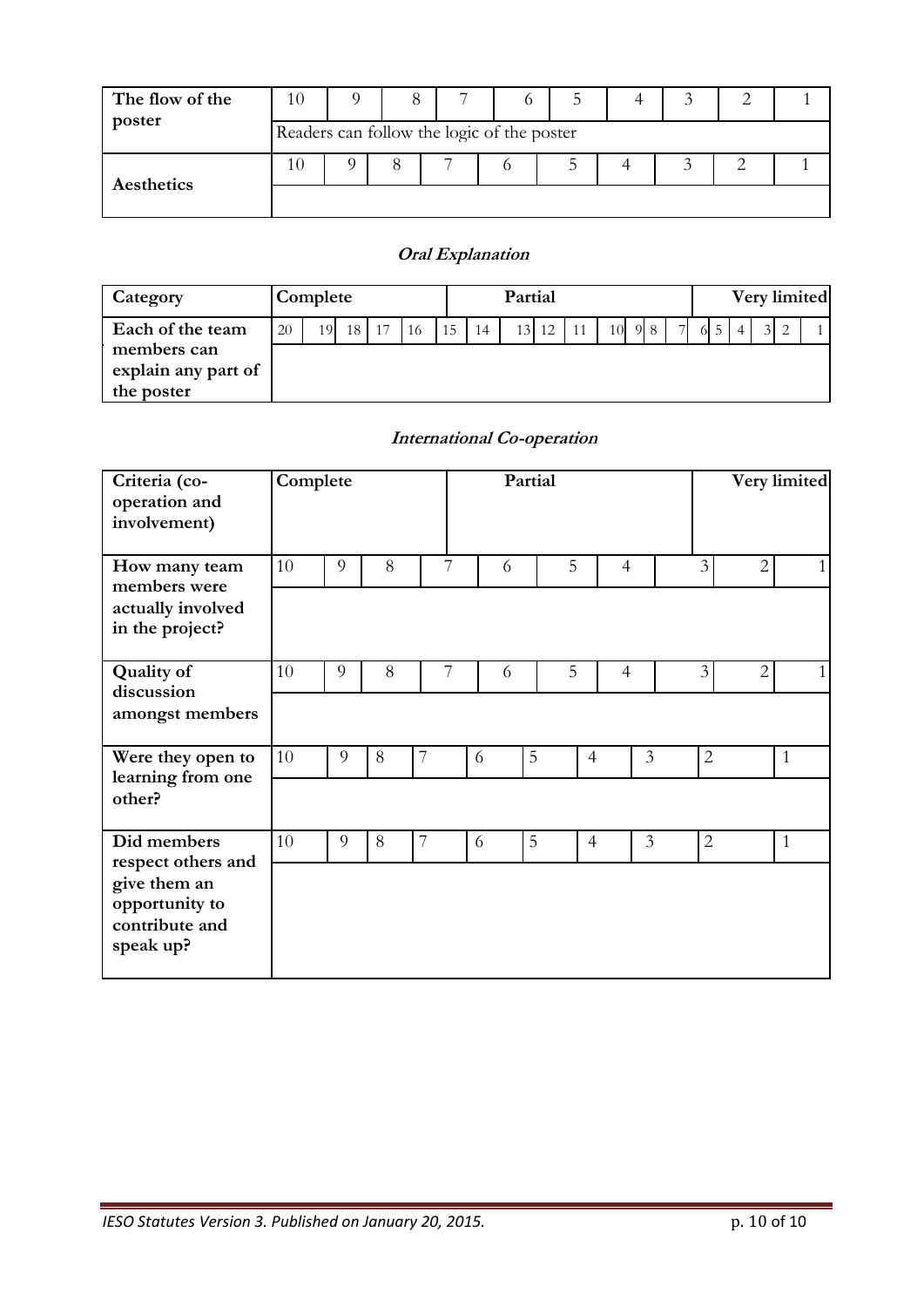| | | | | | | | | | | |
|---|---|---|---|---|---|---|---|---|---|---|
| **The flow of the poster** | 10 | 9 | 8 | 7 | 6 | 5 | 4 | 3 | 2 | 1 |
| | Readers can follow the logic of the poster | | | | | | | | | |
| **Aesthetics** | 10 | 9 | 8 | 7 | 6 | 5 | 4 | 3 | 2 | 1 |
| | | | | | | | | | | |

### ***Oral Explanation***

| **Category** | **Complete** | | | | | **Partial** | | | | | | | | | | | | | | **Very limited** |
|---|---|---|---|---|---|---|---|---|---|---|---|---|---|---|---|---|---|---|---|---|
| **Each of the team members can explain any part of the poster** | 20 | 19 | 18 | 17 | 16 | 15 | 14 | 13 | 12 | 11 | 10 | 9 | 8 | 7 | 6 | 5 | 4 | 3 | 2 | 1 |

### ***International Co-operation***

| **Criteria (co-operation and involvement)** | **Complete** | | | | **Partial** | | | | | **Very limited** |
|---|---|---|---|---|---|---|---|---|---|---|
| **How many team members were actually involved in the project?** | 10 | 9 | 8 | 7 | 6 | 5 | 4 | 3 | 2 | 1 |
| **Quality of discussion amongst members** | 10 | 9 | 8 | 7 | 6 | 5 | 4 | 3 | 2 | 1 |
| **Were they open to learning from one other?** | 10 | 9 | 8 | 7 | 6 | 5 | 4 | 3 | 2 | 1 |
| **Did members respect others and give them an opportunity to contribute and speak up?** | 10 | 9 | 8 | 7 | 6 | 5 | 4 | 3 | 2 | 1 |